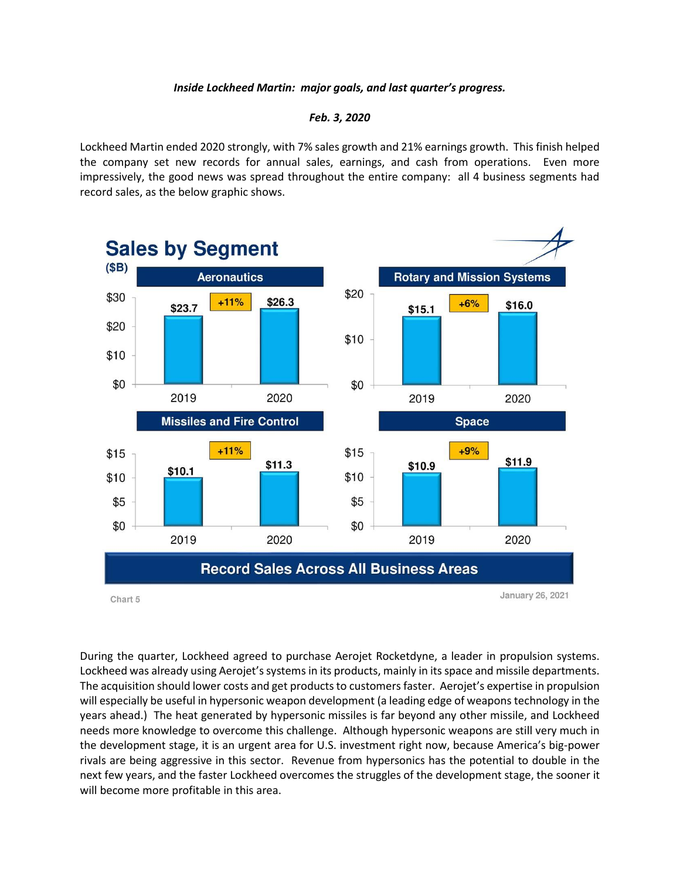*Inside Lockheed Martin: major goals, and last quarter's progress.*

*Feb. 3, 2020*

Lockheed Martin ended 2020 strongly, with 7% sales growth and 21% earnings growth. This finish helped the company set new records for annual sales, earnings, and cash from operations. Even more impressively, the good news was spread throughout the entire company: all 4 business segments had record sales, as the below graphic shows.

## Sales by Segment

($B)

| Segment | 2019 | 2020 | Change |
|---|---|---|---|
| Aeronautics | $23.7 | $26.3 | +11% |
| Rotary and Mission Systems | $15.1 | $16.0 | +6% |
| Missiles and Fire Control | $10.1 | $11.3 | +11% |
| Space | $10.9 | $11.9 | +9% |

**Record Sales Across All Business Areas**

Chart 5 — January 26, 2021

During the quarter, Lockheed agreed to purchase Aerojet Rocketdyne, a leader in propulsion systems. Lockheed was already using Aerojet's systems in its products, mainly in its space and missile departments. The acquisition should lower costs and get products to customers faster. Aerojet's expertise in propulsion will especially be useful in hypersonic weapon development (a leading edge of weapons technology in the years ahead.) The heat generated by hypersonic missiles is far beyond any other missile, and Lockheed needs more knowledge to overcome this challenge. Although hypersonic weapons are still very much in the development stage, it is an urgent area for U.S. investment right now, because America's big-power rivals are being aggressive in this sector. Revenue from hypersonics has the potential to double in the next few years, and the faster Lockheed overcomes the struggles of the development stage, the sooner it will become more profitable in this area.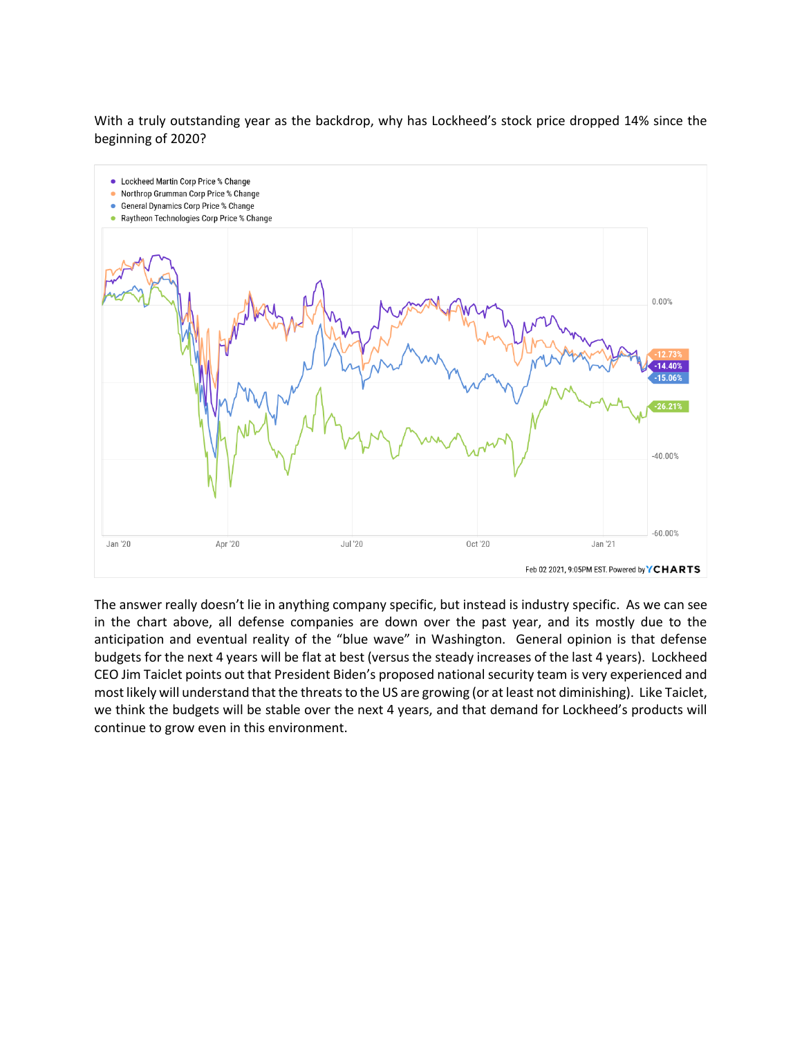With a truly outstanding year as the backdrop, why has Lockheed's stock price dropped 14% since the beginning of 2020?

Lockheed Martin Corp Price % Change
Northrop Grumman Corp Price % Change
General Dynamics Corp Price % Change
Raytheon Technologies Corp Price % Change

0.00%
-12.73%
-14.40%
-15.06%
-26.21%
-40.00%
-60.00%

Jan '20
Apr '20
Jul '20
Oct '20
Jan '21

Feb 02 2021, 9:05PM EST. Powered by YCHARTS

The answer really doesn't lie in anything company specific, but instead is industry specific. As we can see in the chart above, all defense companies are down over the past year, and its mostly due to the anticipation and eventual reality of the "blue wave" in Washington. General opinion is that defense budgets for the next 4 years will be flat at best (versus the steady increases of the last 4 years). Lockheed CEO Jim Taiclet points out that President Biden's proposed national security team is very experienced and most likely will understand that the threats to the US are growing (or at least not diminishing). Like Taiclet, we think the budgets will be stable over the next 4 years, and that demand for Lockheed's products will continue to grow even in this environment.